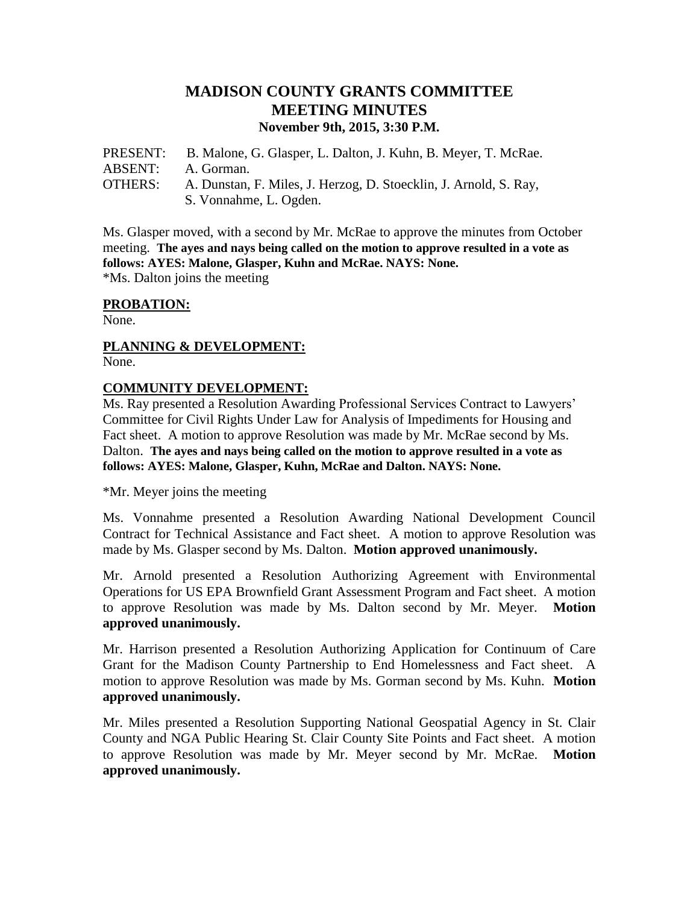# MADISON COUNTY GRANTS COMMITTEE
## MEETING MINUTES
### November 9th, 2015, 3:30 P.M.

PRESENT: B. Malone, G. Glasper, L. Dalton, J. Kuhn, B. Meyer, T. McRae.
ABSENT: A. Gorman.
OTHERS: A. Dunstan, F. Miles, J. Herzog, D. Stoecklin, J. Arnold, S. Ray, S. Vonnahme, L. Ogden.

Ms. Glasper moved, with a second by Mr. McRae to approve the minutes from October meeting. **The ayes and nays being called on the motion to approve resulted in a vote as follows: AYES: Malone, Glasper, Kuhn and McRae. NAYS: None.**
*Ms. Dalton joins the meeting

**PROBATION:**
None.

**PLANNING & DEVELOPMENT:**
None.

**COMMUNITY DEVELOPMENT:**
Ms. Ray presented a Resolution Awarding Professional Services Contract to Lawyers' Committee for Civil Rights Under Law for Analysis of Impediments for Housing and Fact sheet. A motion to approve Resolution was made by Mr. McRae second by Ms. Dalton. **The ayes and nays being called on the motion to approve resulted in a vote as follows: AYES: Malone, Glasper, Kuhn, McRae and Dalton. NAYS: None.**

*Mr. Meyer joins the meeting

Ms. Vonnahme presented a Resolution Awarding National Development Council Contract for Technical Assistance and Fact sheet. A motion to approve Resolution was made by Ms. Glasper second by Ms. Dalton. **Motion approved unanimously.**

Mr. Arnold presented a Resolution Authorizing Agreement with Environmental Operations for US EPA Brownfield Grant Assessment Program and Fact sheet. A motion to approve Resolution was made by Ms. Dalton second by Mr. Meyer. **Motion approved unanimously.**

Mr. Harrison presented a Resolution Authorizing Application for Continuum of Care Grant for the Madison County Partnership to End Homelessness and Fact sheet. A motion to approve Resolution was made by Ms. Gorman second by Ms. Kuhn. **Motion approved unanimously.**

Mr. Miles presented a Resolution Supporting National Geospatial Agency in St. Clair County and NGA Public Hearing St. Clair County Site Points and Fact sheet. A motion to approve Resolution was made by Mr. Meyer second by Mr. McRae. **Motion approved unanimously.**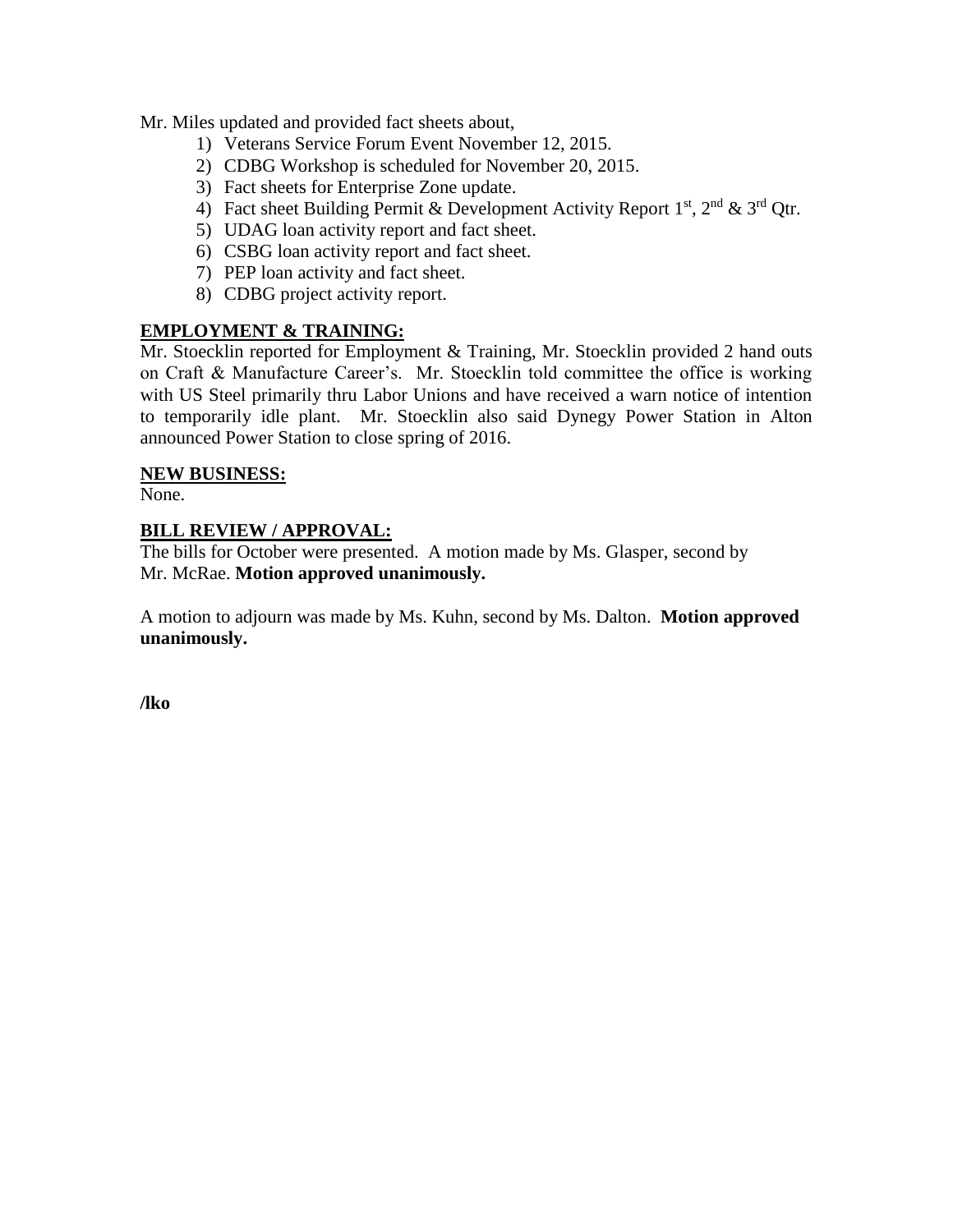Mr. Miles updated and provided fact sheets about,

1) Veterans Service Forum Event November 12, 2015.
2) CDBG Workshop is scheduled for November 20, 2015.
3) Fact sheets for Enterprise Zone update.
4) Fact sheet Building Permit & Development Activity Report 1st, 2nd & 3rd Qtr.
5) UDAG loan activity report and fact sheet.
6) CSBG loan activity report and fact sheet.
7) PEP loan activity and fact sheet.
8) CDBG project activity report.

**EMPLOYMENT & TRAINING:**

Mr. Stoecklin reported for Employment & Training, Mr. Stoecklin provided 2 hand outs on Craft & Manufacture Career's. Mr. Stoecklin told committee the office is working with US Steel primarily thru Labor Unions and have received a warn notice of intention to temporarily idle plant. Mr. Stoecklin also said Dynegy Power Station in Alton announced Power Station to close spring of 2016.

**NEW BUSINESS:**

None.

**BILL REVIEW / APPROVAL:**

The bills for October were presented. A motion made by Ms. Glasper, second by Mr. McRae. **Motion approved unanimously.**

A motion to adjourn was made by Ms. Kuhn, second by Ms. Dalton. **Motion approved unanimously.**

**/lko**